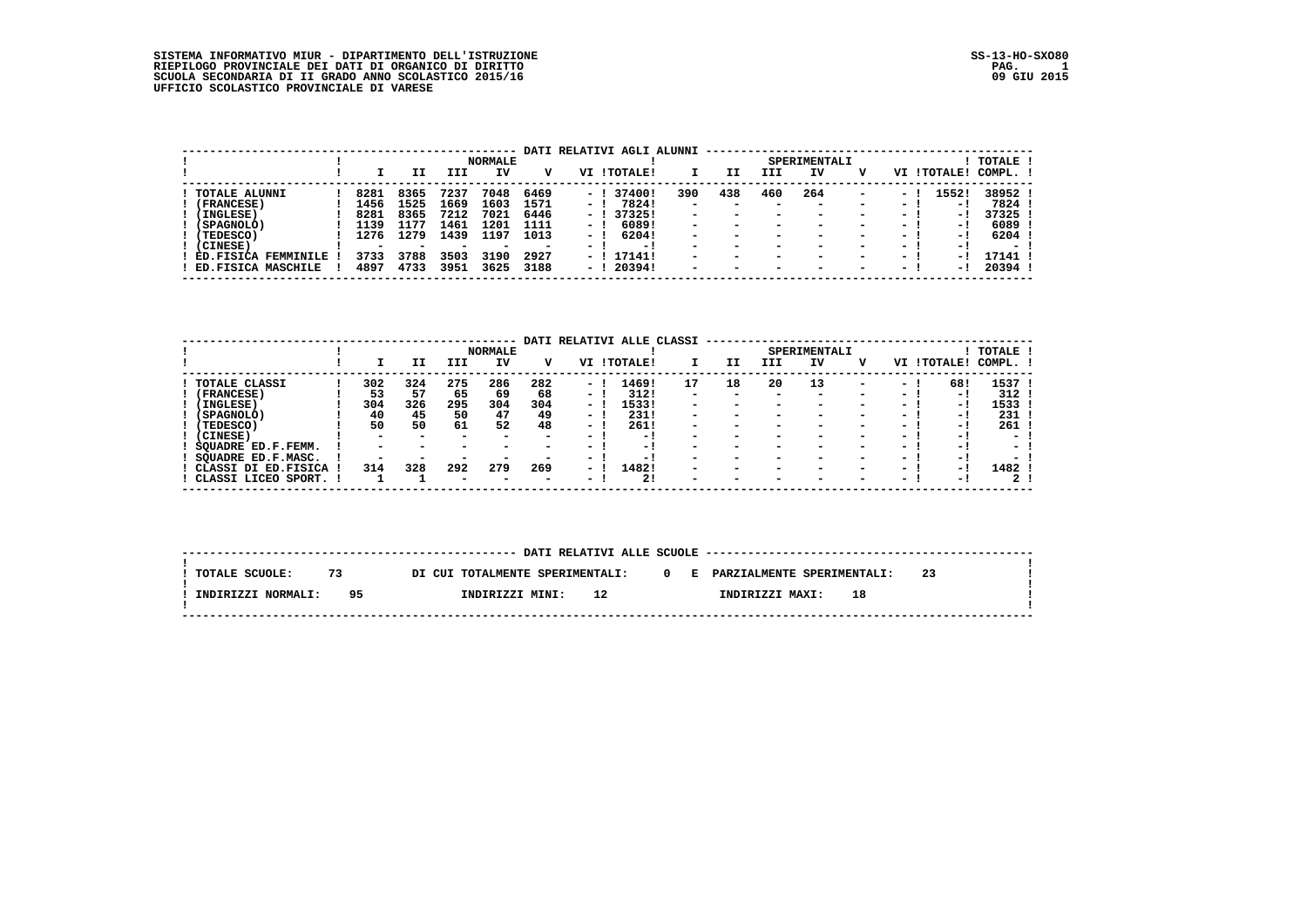SISTEMA INFORMATIVO MIUR - DIPARTIMENTO DELL'ISTRUZIONE
RIEPILOGO PROVINCIALE DEI DATI DI ORGANICO DI DIRITTO
SCUOLA SECONDARIA DI II GRADO ANNO SCOLASTICO 2015/16
UFFICIO SCOLASTICO PROVINCIALE DI VARESE

SS-13-HO-SXO80
09 GIU 2015

## DATI RELATIVI AGLI ALUNNI

| | NORMALE | | | | | | | SPERIMENTALI | | | | | | | TOTALE |
|---|---|---|---|---|---|---|---|---|---|---|---|---|---|---|---|
| | I | II | III | IV | V | VI | TOTALE | I | II | III | IV | V | VI | TOTALE | COMPL. |
| TOTALE ALUNNI | 8281 | 8365 | 7237 | 7048 | 6469 | - | 37400 | 390 | 438 | 460 | 264 | - | - | 1552 | 38952 |
| (FRANCESE) | 1456 | 1525 | 1669 | 1603 | 1571 | - | 7824 | - | - | - | - | - | - | - | 7824 |
| (INGLESE) | 8281 | 8365 | 7212 | 7021 | 6446 | - | 37325 | - | - | - | - | - | - | - | 37325 |
| (SPAGNOLO) | 1139 | 1177 | 1461 | 1201 | 1111 | - | 6089 | - | - | - | - | - | - | - | 6089 |
| (TEDESCO) | 1276 | 1279 | 1439 | 1197 | 1013 | - | 6204 | - | - | - | - | - | - | - | 6204 |
| (CINESE) | - | - | - | - | - | - | - | - | - | - | - | - | - | - | - |
| ED.FISICA FEMMINILE | 3733 | 3788 | 3503 | 3190 | 2927 | - | 17141 | - | - | - | - | - | - | - | 17141 |
| ED.FISICA MASCHILE | 4897 | 4733 | 3951 | 3625 | 3188 | - | 20394 | - | - | - | - | - | - | - | 20394 |

## DATI RELATIVI ALLE CLASSI

| | NORMALE | | | | | | | SPERIMENTALI | | | | | | | TOTALE |
|---|---|---|---|---|---|---|---|---|---|---|---|---|---|---|---|
| | I | II | III | IV | V | VI | TOTALE | I | II | III | IV | V | VI | TOTALE | COMPL. |
| TOTALE CLASSI | 302 | 324 | 275 | 286 | 282 | - | 1469 | 17 | 18 | 20 | 13 | - | - | 68 | 1537 |
| (FRANCESE) | 53 | 57 | 65 | 69 | 68 | - | 312 | - | - | - | - | - | - | - | 312 |
| (INGLESE) | 304 | 326 | 295 | 304 | 304 | - | 1533 | - | - | - | - | - | - | - | 1533 |
| (SPAGNOLO) | 40 | 45 | 50 | 47 | 49 | - | 231 | - | - | - | - | - | - | - | 231 |
| (TEDESCO) | 50 | 50 | 61 | 52 | 48 | - | 261 | - | - | - | - | - | - | - | 261 |
| (CINESE) | - | - | - | - | - | - | - | - | - | - | - | - | - | - | - |
| SQUADRE ED.F.FEMM. | - | - | - | - | - | - | - | - | - | - | - | - | - | - | - |
| SQUADRE ED.F.MASC. | - | - | - | - | - | - | - | - | - | - | - | - | - | - | - |
| CLASSI DI ED.FISICA | 314 | 328 | 292 | 279 | 269 | - | 1482 | - | - | - | - | - | - | - | 1482 |
| CLASSI LICEO SPORT. | 1 | 1 | - | - | - | - | 2 | - | - | - | - | - | - | - | 2 |

## DATI RELATIVI ALLE SCUOLE

TOTALE SCUOLE: 73 DI CUI TOTALMENTE SPERIMENTALI: 0 E PARZIALMENTE SPERIMENTALI: 23

INDIRIZZI NORMALI: 95 INDIRIZZI MINI: 12 INDIRIZZI MAXI: 18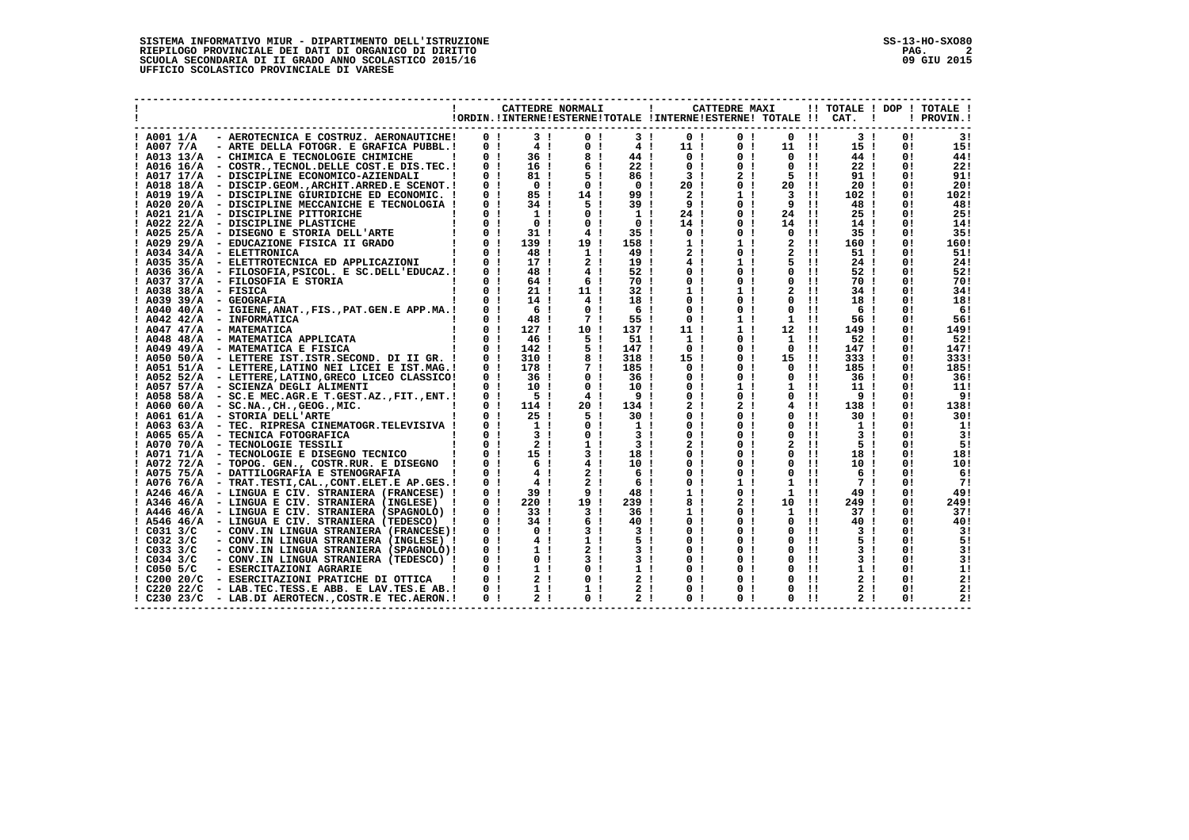SISTEMA INFORMATIVO MIUR - DIPARTIMENTO DELL'ISTRUZIONE
RIEPILOGO PROVINCIALE DEI DATI DI ORGANICO DI DIRITTO
SCUOLA SECONDARIA DI II GRADO ANNO SCOLASTICO 2015/16
UFFICIO SCOLASTICO PROVINCIALE DI VARESE

SS-13-HO-SXO80
09 GIU 2015

| | CATTEDRE NORMALI | | | | CATTEDRE MAXI | | | TOTALE | DOP | TOTALE |
|---|---|---|---|---|---|---|---|---|---|---|
| | ORDIN. | INTERNE | ESTERNE | TOTALE | INTERNE | ESTERNE | TOTALE | CAT. | | PROVIN. |
| A001 1/A - AEROTECNICA E COSTRUZ. AERONAUTICHE | 0 | 3 | 0 | 3 | 0 | 0 | 0 | 3 | 0 | 3 |
| A007 7/A - ARTE DELLA FOTOGR. E GRAFICA PUBBL. | 0 | 4 | 0 | 4 | 11 | 0 | 11 | 15 | 0 | 15 |
| A013 13/A - CHIMICA E TECNOLOGIE CHIMICHE | 0 | 36 | 8 | 44 | 0 | 0 | 0 | 44 | 0 | 44 |
| A016 16/A - COSTR.,TECNOL.DELLE COST.E DIS.TEC. | 0 | 16 | 6 | 22 | 0 | 0 | 0 | 22 | 0 | 22 |
| A017 17/A - DISCIPLINE ECONOMICO-AZIENDALI | 0 | 81 | 5 | 86 | 3 | 2 | 5 | 91 | 0 | 91 |
| A018 18/A - DISCIP.GEOM.,ARCHIT.ARRED.E SCENOT. | 0 | 0 | 0 | 0 | 20 | 0 | 20 | 20 | 0 | 20 |
| A019 19/A - DISCIPLINE GIURIDICHE ED ECONOMIC. | 0 | 85 | 14 | 99 | 2 | 1 | 3 | 102 | 0 | 102 |
| A020 20/A - DISCIPLINE MECCANICHE E TECNOLOGIA | 0 | 34 | 5 | 39 | 9 | 0 | 9 | 48 | 0 | 48 |
| A021 21/A - DISCIPLINE PITTORICHE | 0 | 1 | 0 | 1 | 24 | 0 | 24 | 25 | 0 | 25 |
| A022 22/A - DISCIPLINE PLASTICHE | 0 | 0 | 0 | 0 | 14 | 0 | 14 | 14 | 0 | 14 |
| A025 25/A - DISEGNO E STORIA DELL'ARTE | 0 | 31 | 4 | 35 | 0 | 0 | 0 | 35 | 0 | 35 |
| A029 29/A - EDUCAZIONE FISICA II GRADO | 0 | 139 | 19 | 158 | 1 | 1 | 2 | 160 | 0 | 160 |
| A034 34/A - ELETTRONICA | 0 | 48 | 1 | 49 | 2 | 0 | 2 | 51 | 0 | 51 |
| A035 35/A - ELETTROTECNICA ED APPLICAZIONI | 0 | 17 | 2 | 19 | 4 | 1 | 5 | 24 | 0 | 24 |
| A036 36/A - FILOSOFIA,PSICOL. E SC.DELL'EDUCAZ. | 0 | 48 | 4 | 52 | 0 | 0 | 0 | 52 | 0 | 52 |
| A037 37/A - FILOSOFIA E STORIA | 0 | 64 | 6 | 70 | 0 | 0 | 0 | 70 | 0 | 70 |
| A038 38/A - FISICA | 0 | 21 | 11 | 32 | 1 | 1 | 2 | 34 | 0 | 34 |
| A039 39/A - GEOGRAFIA | 0 | 14 | 4 | 18 | 0 | 0 | 0 | 18 | 0 | 18 |
| A040 40/A - IGIENE,ANAT.,FIS.,PAT.GEN.E APP.MA. | 0 | 6 | 0 | 6 | 0 | 0 | 0 | 6 | 0 | 6 |
| A042 42/A - INFORMATICA | 0 | 48 | 7 | 55 | 0 | 1 | 1 | 56 | 0 | 56 |
| A047 47/A - MATEMATICA | 0 | 127 | 10 | 137 | 11 | 1 | 12 | 149 | 0 | 149 |
| A048 48/A - MATEMATICA APPLICATA | 0 | 46 | 5 | 51 | 1 | 0 | 1 | 52 | 0 | 52 |
| A049 49/A - MATEMATICA E FISICA | 0 | 142 | 5 | 147 | 0 | 0 | 0 | 147 | 0 | 147 |
| A050 50/A - LETTERE IST.ISTR.SECOND. DI II GR. | 0 | 310 | 8 | 318 | 15 | 0 | 15 | 333 | 0 | 333 |
| A051 51/A - LETTERE,LATINO NEI LICEI E IST.MAG. | 0 | 178 | 7 | 185 | 0 | 0 | 0 | 185 | 0 | 185 |
| A052 52/A - LETTERE,LATINO,GRECO LICEO CLASSICO | 0 | 36 | 0 | 36 | 0 | 0 | 0 | 36 | 0 | 36 |
| A057 57/A - SCIENZA DEGLI ALIMENTI | 0 | 10 | 0 | 10 | 0 | 1 | 1 | 11 | 0 | 11 |
| A058 58/A - SC.E MEC.AGR.E T.GEST.AZ.,FIT.,ENT. | 0 | 5 | 4 | 9 | 0 | 0 | 0 | 9 | 0 | 9 |
| A060 60/A - SC.NA.,CH.,GEOG.,MIC. | 0 | 114 | 20 | 134 | 2 | 2 | 4 | 138 | 0 | 138 |
| A061 61/A - STORIA DELL'ARTE | 0 | 25 | 5 | 30 | 0 | 0 | 0 | 30 | 0 | 30 |
| A063 63/A - TEC. RIPRESA CINEMATOGR.TELEVISIVA | 0 | 1 | 0 | 1 | 0 | 0 | 0 | 1 | 0 | 1 |
| A065 65/A - TECNICA FOTOGRAFICA | 0 | 3 | 0 | 3 | 0 | 0 | 0 | 3 | 0 | 3 |
| A070 70/A - TECNOLOGIE TESSILI | 0 | 2 | 1 | 3 | 2 | 0 | 2 | 5 | 0 | 5 |
| A071 71/A - TECNOLOGIE E DISEGNO TECNICO | 0 | 15 | 3 | 18 | 0 | 0 | 0 | 18 | 0 | 18 |
| A072 72/A - TOPOG. GEN., COSTR.RUR. E DISEGNO | 0 | 6 | 4 | 10 | 0 | 0 | 0 | 10 | 0 | 10 |
| A075 75/A - DATTILOGRAFIA E STENOGRAFIA | 0 | 4 | 2 | 6 | 0 | 0 | 0 | 6 | 0 | 6 |
| A076 76/A - TRAT.TESTI,CAL.,CONT.ELET.E AP.GES. | 0 | 4 | 2 | 6 | 0 | 1 | 1 | 7 | 0 | 7 |
| A246 46/A - LINGUA E CIV. STRANIERA (FRANCESE) | 0 | 39 | 9 | 48 | 1 | 0 | 1 | 49 | 0 | 49 |
| A346 46/A - LINGUA E CIV. STRANIERA (INGLESE) | 0 | 220 | 19 | 239 | 8 | 2 | 10 | 249 | 0 | 249 |
| A446 46/A - LINGUA E CIV. STRANIERA (SPAGNOLO) | 0 | 33 | 3 | 36 | 1 | 0 | 1 | 37 | 0 | 37 |
| A546 46/A - LINGUA E CIV. STRANIERA (TEDESCO) | 0 | 34 | 6 | 40 | 0 | 0 | 0 | 40 | 0 | 40 |
| C031 3/C - CONV.IN LINGUA STRANIERA (FRANCESE) | 0 | 0 | 3 | 3 | 0 | 0 | 0 | 3 | 0 | 3 |
| C032 3/C - CONV.IN LINGUA STRANIERA (INGLESE) | 0 | 4 | 1 | 5 | 0 | 0 | 0 | 5 | 0 | 5 |
| C033 3/C - CONV.IN LINGUA STRANIERA (SPAGNOLO) | 0 | 1 | 2 | 3 | 0 | 0 | 0 | 3 | 0 | 3 |
| C034 3/C - CONV.IN LINGUA STRANIERA (TEDESCO) | 0 | 0 | 3 | 3 | 0 | 0 | 0 | 3 | 0 | 3 |
| C050 5/C - ESERCITAZIONI AGRARIE | 0 | 1 | 0 | 1 | 0 | 0 | 0 | 1 | 0 | 1 |
| C200 20/C - ESERCITAZIONI PRATICHE DI OTTICA | 0 | 2 | 0 | 2 | 0 | 0 | 0 | 2 | 0 | 2 |
| C220 22/C - LAB.TEC.TESS.E ABB. E LAV.TES.E AB. | 0 | 1 | 1 | 2 | 0 | 0 | 0 | 2 | 0 | 2 |
| C230 23/C - LAB.DI AEROTECN.,COSTR.E TEC.AERON. | 0 | 2 | 0 | 2 | 0 | 0 | 0 | 2 | 0 | 2 |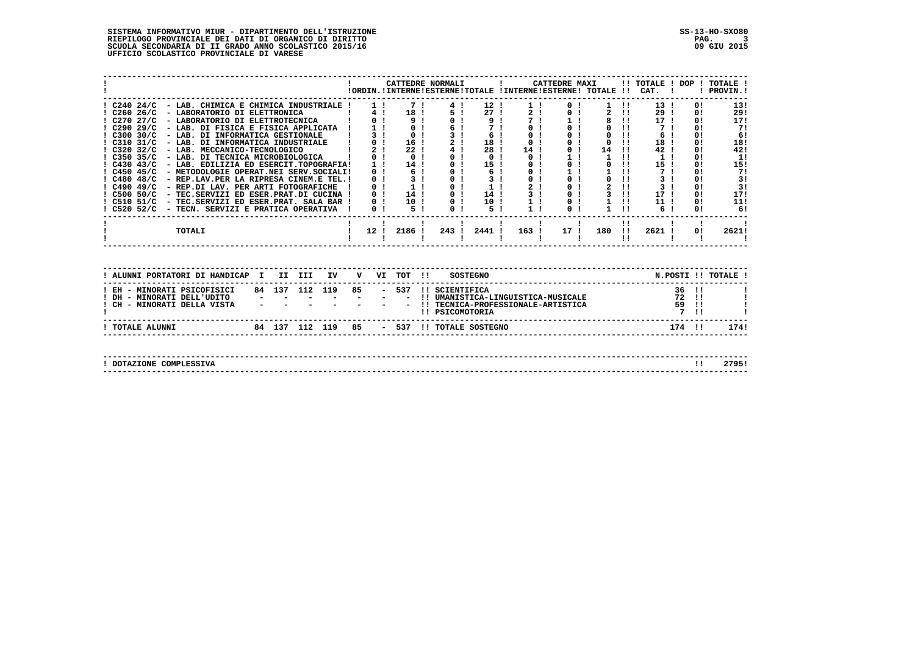SISTEMA INFORMATIVO MIUR - DIPARTIMENTO DELL'ISTRUZIONE
RIEPILOGO PROVINCIALE DEI DATI DI ORGANICO DI DIRITTO
SCUOLA SECONDARIA DI II GRADO ANNO SCOLASTICO 2015/16
UFFICIO SCOLASTICO PROVINCIALE DI VARESE

SS-13-HO-SXO80
09 GIU 2015

| | | CATTEDRE NORMALI | | | | CATTEDRE MAXI | | | TOTALE | DOP | TOTALE |
|---|---|---|---|---|---|---|---|---|---|---|---|
| | | ORDIN. | INTERNE | ESTERNE | TOTALE | INTERNE | ESTERNE | TOTALE | CAT. | | PROVIN. |
| C240 24/C | - LAB. CHIMICA E CHIMICA INDUSTRIALE | 1 | 7 | 4 | 12 | 1 | 0 | 1 | 13 | 0 | 13 |
| C260 26/C | - LABORATORIO DI ELETTRONICA | 4 | 18 | 5 | 27 | 2 | 0 | 2 | 29 | 0 | 29 |
| C270 27/C | - LABORATORIO DI ELETTROTECNICA | 0 | 9 | 0 | 9 | 7 | 1 | 8 | 17 | 0 | 17 |
| C290 29/C | - LAB. DI FISICA E FISICA APPLICATA | 1 | 0 | 6 | 7 | 0 | 0 | 0 | 7 | 0 | 7 |
| C300 30/C | - LAB. DI INFORMATICA GESTIONALE | 3 | 0 | 3 | 6 | 0 | 0 | 0 | 6 | 0 | 6 |
| C310 31/C | - LAB. DI INFORMATICA INDUSTRIALE | 0 | 16 | 2 | 18 | 0 | 0 | 0 | 18 | 0 | 18 |
| C320 32/C | - LAB. MECCANICO-TECNOLOGICO | 2 | 22 | 4 | 28 | 14 | 0 | 14 | 42 | 0 | 42 |
| C350 35/C | - LAB. DI TECNICA MICROBIOLOGICA | 0 | 0 | 0 | 0 | 0 | 1 | 1 | 1 | 0 | 1 |
| C430 43/C | - LAB. EDILIZIA ED ESERCIT.TOPOGRAFIA | 1 | 14 | 0 | 15 | 0 | 0 | 0 | 15 | 0 | 15 |
| C450 45/C | - METODOLOGIE OPERAT.NEI SERV.SOCIALI | 0 | 6 | 0 | 6 | 0 | 1 | 1 | 7 | 0 | 7 |
| C480 48/C | - REP.LAV.PER LA RIPRESA CINEM.E TEL. | 0 | 3 | 0 | 3 | 0 | 0 | 0 | 3 | 0 | 3 |
| C490 49/C | - REP.DI LAV. PER ARTI FOTOGRAFICHE | 0 | 1 | 0 | 1 | 2 | 0 | 2 | 3 | 0 | 3 |
| C500 50/C | - TEC.SERVIZI ED ESER.PRAT.DI CUCINA | 0 | 14 | 0 | 14 | 3 | 0 | 3 | 17 | 0 | 17 |
| C510 51/C | - TEC.SERVIZI ED ESER.PRAT. SALA BAR | 0 | 10 | 0 | 10 | 1 | 0 | 1 | 11 | 0 | 11 |
| C520 52/C | - TECN. SERVIZI E PRATICA OPERATIVA | 0 | 5 | 0 | 5 | 1 | 0 | 1 | 6 | 0 | 6 |
| | TOTALI | 12 | 2186 | 243 | 2441 | 163 | 17 | 180 | 2621 | 0 | 2621 |

| ALUNNI PORTATORI DI HANDICAP | I | II | III | IV | V | VI | TOT | SOSTEGNO | N.POSTI | TOTALE |
|---|---|---|---|---|---|---|---|---|---|---|
| EH - MINORATI PSICOFISICI | 84 | 137 | 112 | 119 | 85 | - | 537 | SCIENTIFICA | 36 | |
| DH - MINORATI DELL'UDITO | - | - | - | - | - | - | - | UMANISTICA-LINGUISTICA-MUSICALE | 72 | |
| CH - MINORATI DELLA VISTA | - | - | - | - | - | - | - | TECNICA-PROFESSIONALE-ARTISTICA | 59 | |
| | | | | | | | | PSICOMOTORIA | 7 | |
| TOTALE ALUNNI | 84 | 137 | 112 | 119 | 85 | - | 537 | TOTALE SOSTEGNO | 174 | 174 |

| | |
|---|---|
| DOTAZIONE COMPLESSIVA | 2795 |